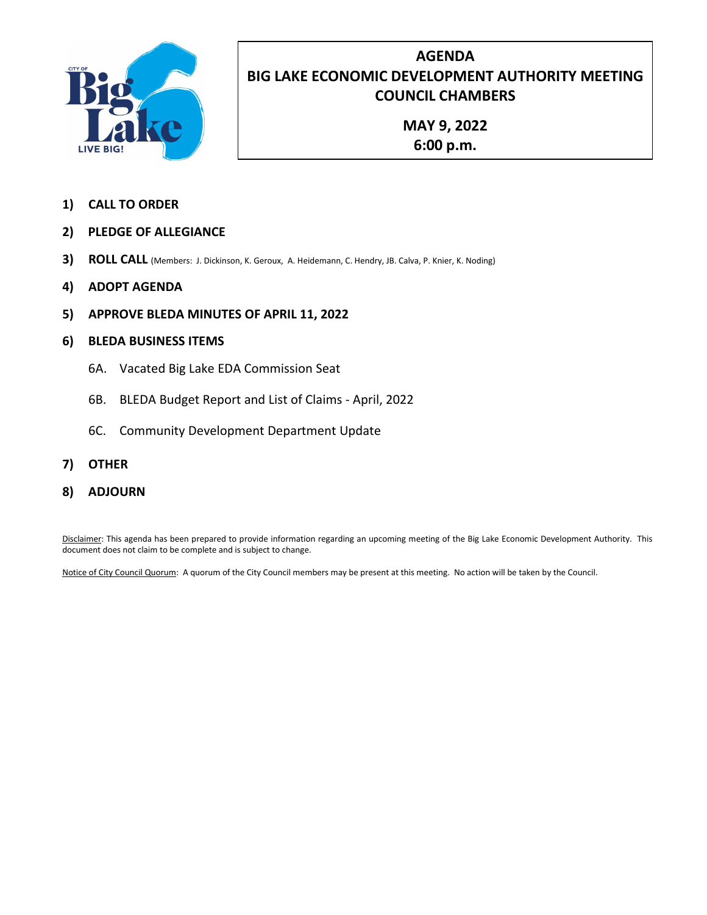# AGENDA
# BIG LAKE ECONOMIC DEVELOPMENT AUTHORITY MEETING
# COUNCIL CHAMBERS

## MAY 9, 2022
## 6:00 p.m.

1) **CALL TO ORDER**
2) **PLEDGE OF ALLEGIANCE**
3) **ROLL CALL** (Members: J. Dickinson, K. Geroux, A. Heidemann, C. Hendry, JB. Calva, P. Knier, K. Noding)
4) **ADOPT AGENDA**
5) **APPROVE BLEDA MINUTES OF APRIL 11, 2022**
6) **BLEDA BUSINESS ITEMS**
   - 6A. Vacated Big Lake EDA Commission Seat
   - 6B. BLEDA Budget Report and List of Claims - April, 2022
   - 6C. Community Development Department Update
7) **OTHER**
8) **ADJOURN**

Disclaimer: This agenda has been prepared to provide information regarding an upcoming meeting of the Big Lake Economic Development Authority. This document does not claim to be complete and is subject to change.

Notice of City Council Quorum: A quorum of the City Council members may be present at this meeting. No action will be taken by the Council.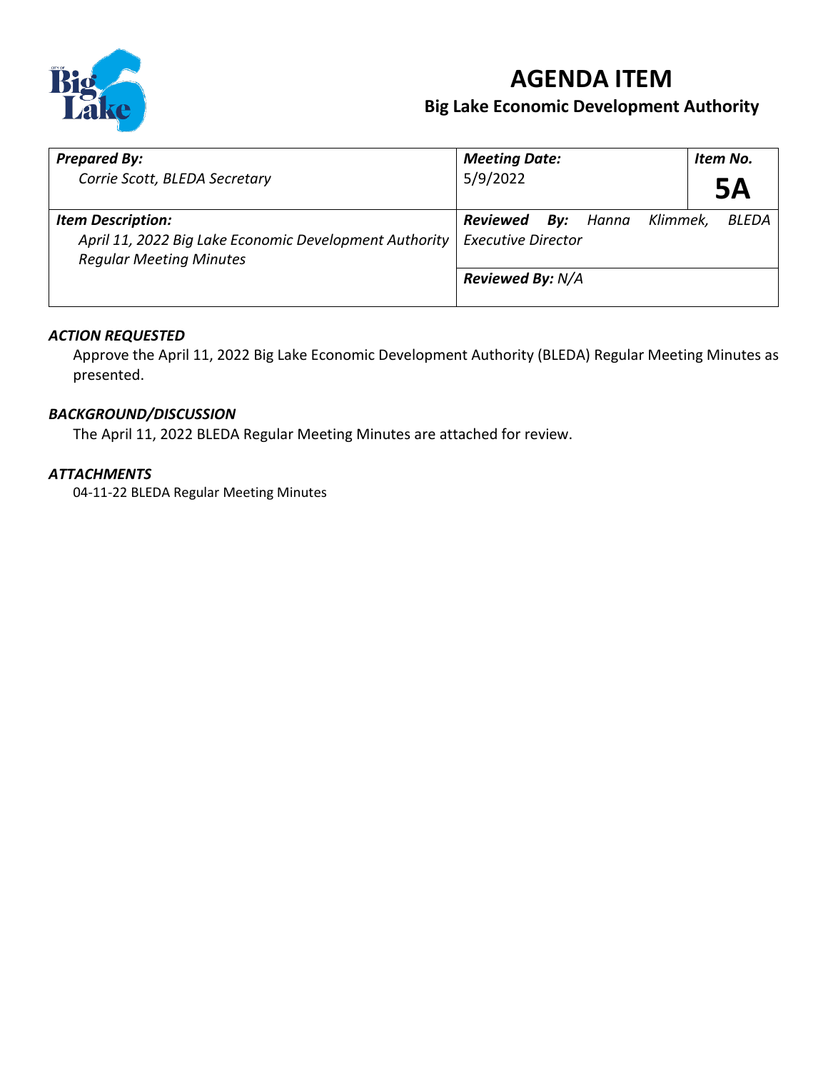# AGENDA ITEM

## Big Lake Economic Development Authority

| *Prepared By:* Corrie Scott, BLEDA Secretary | *Meeting Date:* 5/9/2022 | *Item No.* **5A** |
|---|---|---|
| *Item Description:* April 11, 2022 Big Lake Economic Development Authority Regular Meeting Minutes | ***Reviewed By:*** *Hanna Klimmek, BLEDA Executive Director* | |
| | ***Reviewed By:*** *N/A* | |

### *ACTION REQUESTED*

Approve the April 11, 2022 Big Lake Economic Development Authority (BLEDA) Regular Meeting Minutes as presented.

### *BACKGROUND/DISCUSSION*

The April 11, 2022 BLEDA Regular Meeting Minutes are attached for review.

### *ATTACHMENTS*

04-11-22 BLEDA Regular Meeting Minutes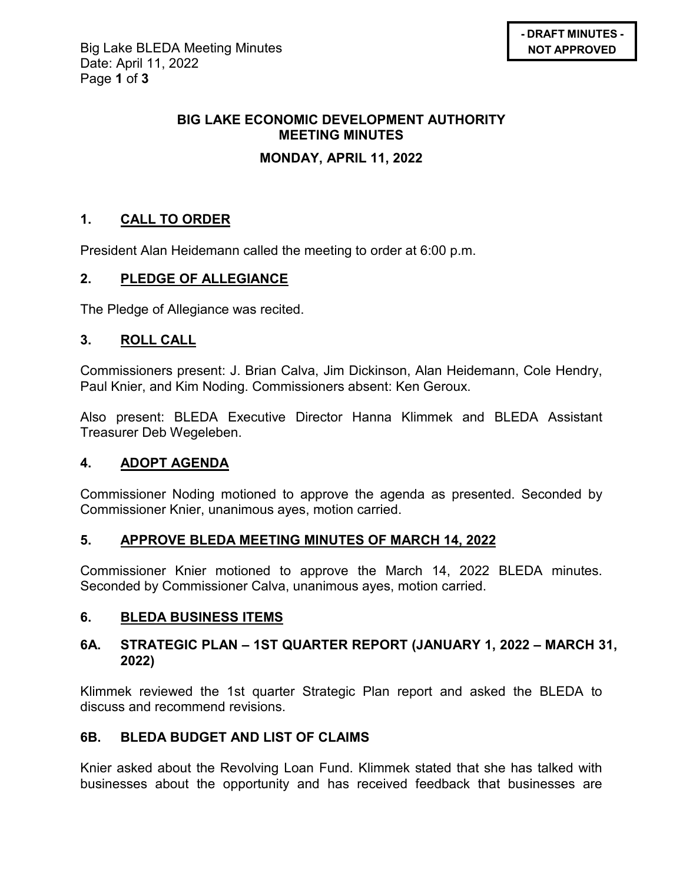**- DRAFT MINUTES - NOT APPROVED**

## BIG LAKE ECONOMIC DEVELOPMENT AUTHORITY MEETING MINUTES

### MONDAY, APRIL 11, 2022

## 1. CALL TO ORDER

President Alan Heidemann called the meeting to order at 6:00 p.m.

## 2. PLEDGE OF ALLEGIANCE

The Pledge of Allegiance was recited.

## 3. ROLL CALL

Commissioners present: J. Brian Calva, Jim Dickinson, Alan Heidemann, Cole Hendry, Paul Knier, and Kim Noding. Commissioners absent: Ken Geroux.

Also present: BLEDA Executive Director Hanna Klimmek and BLEDA Assistant Treasurer Deb Wegeleben.

## 4. ADOPT AGENDA

Commissioner Noding motioned to approve the agenda as presented. Seconded by Commissioner Knier, unanimous ayes, motion carried.

## 5. APPROVE BLEDA MEETING MINUTES OF MARCH 14, 2022

Commissioner Knier motioned to approve the March 14, 2022 BLEDA minutes. Seconded by Commissioner Calva, unanimous ayes, motion carried.

## 6. BLEDA BUSINESS ITEMS

### 6A. STRATEGIC PLAN – 1ST QUARTER REPORT (JANUARY 1, 2022 – MARCH 31, 2022)

Klimmek reviewed the 1st quarter Strategic Plan report and asked the BLEDA to discuss and recommend revisions.

### 6B. BLEDA BUDGET AND LIST OF CLAIMS

Knier asked about the Revolving Loan Fund. Klimmek stated that she has talked with businesses about the opportunity and has received feedback that businesses are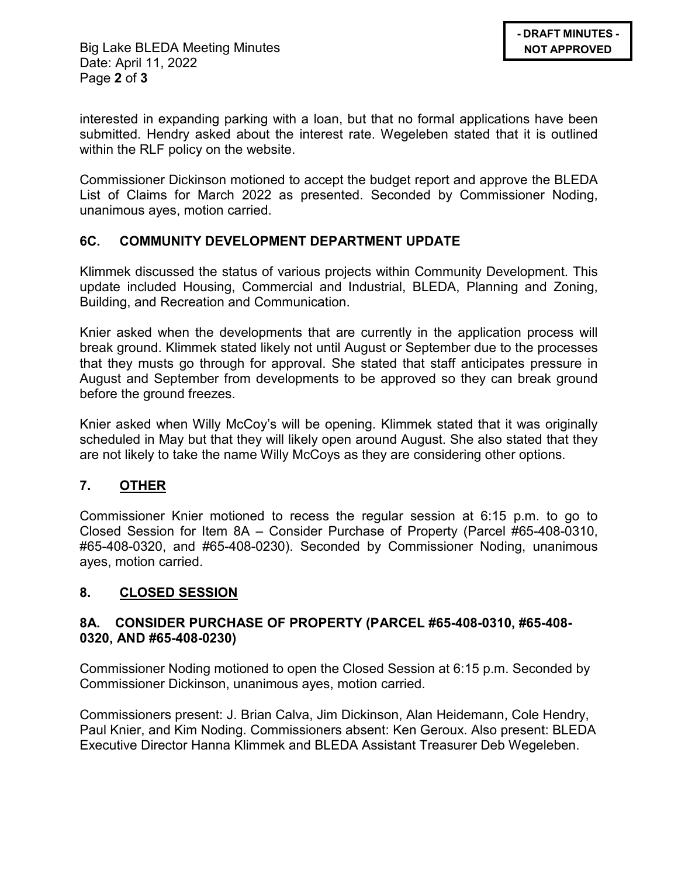interested in expanding parking with a loan, but that no formal applications have been submitted. Hendry asked about the interest rate. Wegeleben stated that it is outlined within the RLF policy on the website.

Commissioner Dickinson motioned to accept the budget report and approve the BLEDA List of Claims for March 2022 as presented. Seconded by Commissioner Noding, unanimous ayes, motion carried.

### 6C. COMMUNITY DEVELOPMENT DEPARTMENT UPDATE

Klimmek discussed the status of various projects within Community Development. This update included Housing, Commercial and Industrial, BLEDA, Planning and Zoning, Building, and Recreation and Communication.

Knier asked when the developments that are currently in the application process will break ground. Klimmek stated likely not until August or September due to the processes that they musts go through for approval. She stated that staff anticipates pressure in August and September from developments to be approved so they can break ground before the ground freezes.

Knier asked when Willy McCoy's will be opening. Klimmek stated that it was originally scheduled in May but that they will likely open around August. She also stated that they are not likely to take the name Willy McCoys as they are considering other options.

## 7. OTHER

Commissioner Knier motioned to recess the regular session at 6:15 p.m. to go to Closed Session for Item 8A – Consider Purchase of Property (Parcel #65-408-0310, #65-408-0320, and #65-408-0230). Seconded by Commissioner Noding, unanimous ayes, motion carried.

## 8. CLOSED SESSION

### 8A. CONSIDER PURCHASE OF PROPERTY (PARCEL #65-408-0310, #65-408-0320, AND #65-408-0230)

Commissioner Noding motioned to open the Closed Session at 6:15 p.m. Seconded by Commissioner Dickinson, unanimous ayes, motion carried.

Commissioners present: J. Brian Calva, Jim Dickinson, Alan Heidemann, Cole Hendry, Paul Knier, and Kim Noding. Commissioners absent: Ken Geroux. Also present: BLEDA Executive Director Hanna Klimmek and BLEDA Assistant Treasurer Deb Wegeleben.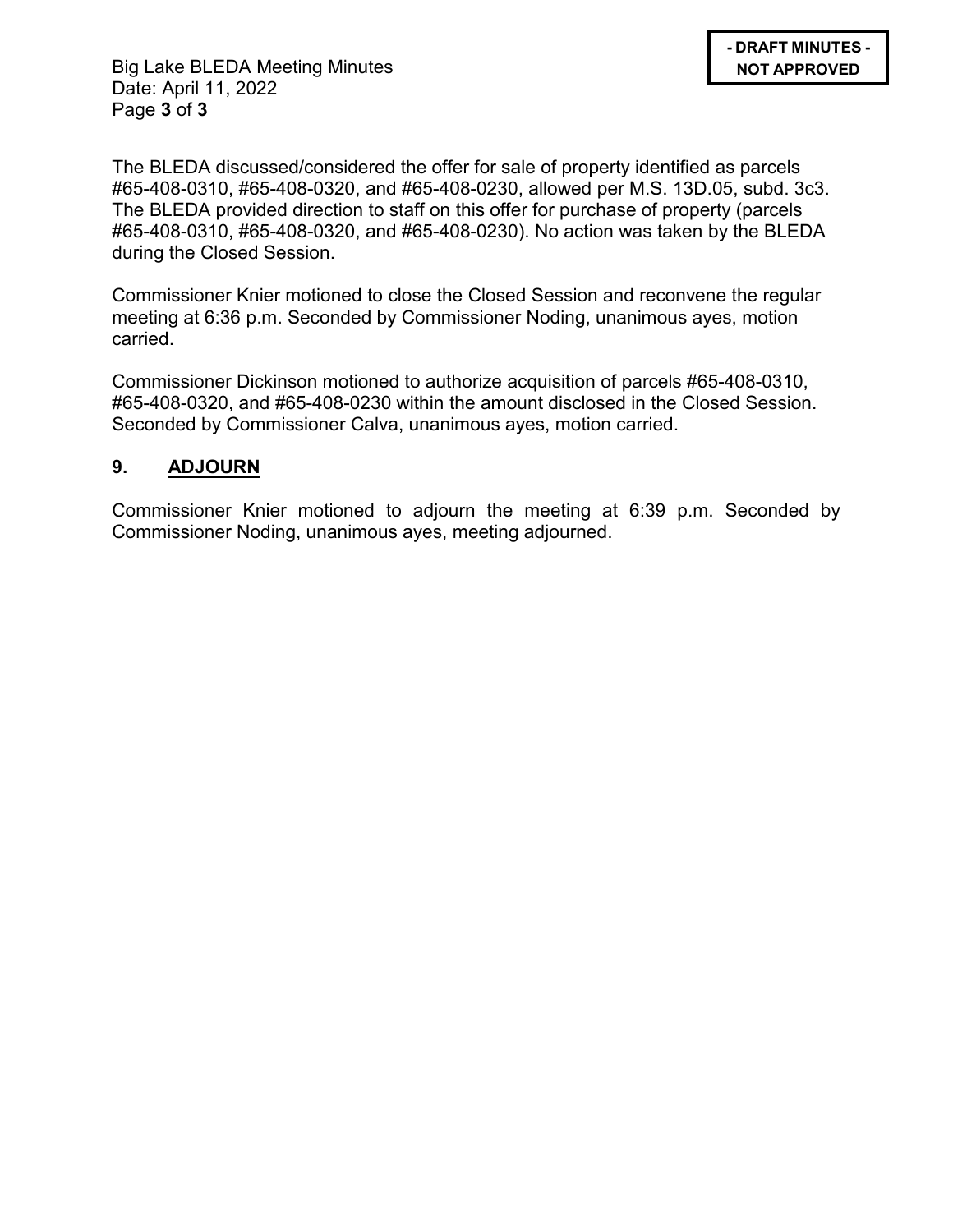The BLEDA discussed/considered the offer for sale of property identified as parcels #65-408-0310, #65-408-0320, and #65-408-0230, allowed per M.S. 13D.05, subd. 3c3. The BLEDA provided direction to staff on this offer for purchase of property (parcels #65-408-0310, #65-408-0320, and #65-408-0230). No action was taken by the BLEDA during the Closed Session.

Commissioner Knier motioned to close the Closed Session and reconvene the regular meeting at 6:36 p.m. Seconded by Commissioner Noding, unanimous ayes, motion carried.

Commissioner Dickinson motioned to authorize acquisition of parcels #65-408-0310, #65-408-0320, and #65-408-0230 within the amount disclosed in the Closed Session. Seconded by Commissioner Calva, unanimous ayes, motion carried.

## 9. ADJOURN

Commissioner Knier motioned to adjourn the meeting at 6:39 p.m. Seconded by Commissioner Noding, unanimous ayes, meeting adjourned.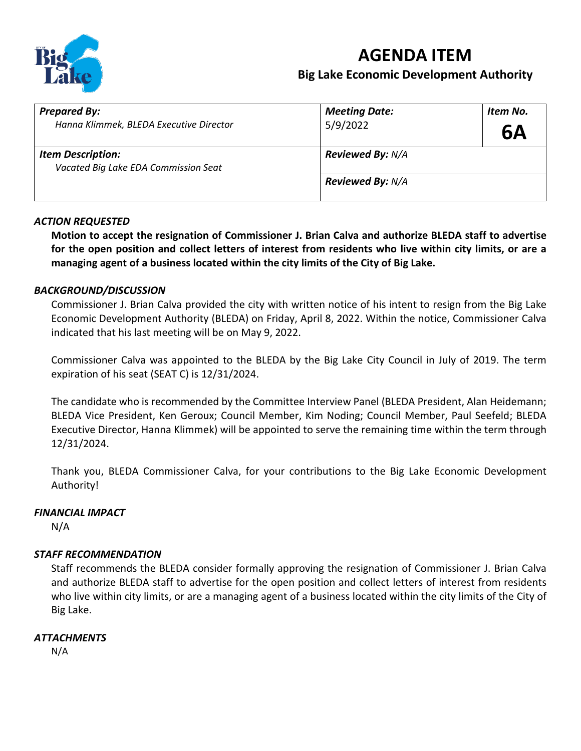# AGENDA ITEM

## Big Lake Economic Development Authority

| *Prepared By:* Hanna Klimmek, BLEDA Executive Director | *Meeting Date:* 5/9/2022 | *Item No.* **6A** |
|---|---|---|
| *Item Description:* Vacated Big Lake EDA Commission Seat | *Reviewed By:* N/A | |
| | *Reviewed By:* N/A | |

### *ACTION REQUESTED*

**Motion to accept the resignation of Commissioner J. Brian Calva and authorize BLEDA staff to advertise for the open position and collect letters of interest from residents who live within city limits, or are a managing agent of a business located within the city limits of the City of Big Lake.**

### *BACKGROUND/DISCUSSION*

Commissioner J. Brian Calva provided the city with written notice of his intent to resign from the Big Lake Economic Development Authority (BLEDA) on Friday, April 8, 2022. Within the notice, Commissioner Calva indicated that his last meeting will be on May 9, 2022.

Commissioner Calva was appointed to the BLEDA by the Big Lake City Council in July of 2019. The term expiration of his seat (SEAT C) is 12/31/2024.

The candidate who is recommended by the Committee Interview Panel (BLEDA President, Alan Heidemann; BLEDA Vice President, Ken Geroux; Council Member, Kim Noding; Council Member, Paul Seefeld; BLEDA Executive Director, Hanna Klimmek) will be appointed to serve the remaining time within the term through 12/31/2024.

Thank you, BLEDA Commissioner Calva, for your contributions to the Big Lake Economic Development Authority!

### *FINANCIAL IMPACT*

N/A

### *STAFF RECOMMENDATION*

Staff recommends the BLEDA consider formally approving the resignation of Commissioner J. Brian Calva and authorize BLEDA staff to advertise for the open position and collect letters of interest from residents who live within city limits, or are a managing agent of a business located within the city limits of the City of Big Lake.

### *ATTACHMENTS*

N/A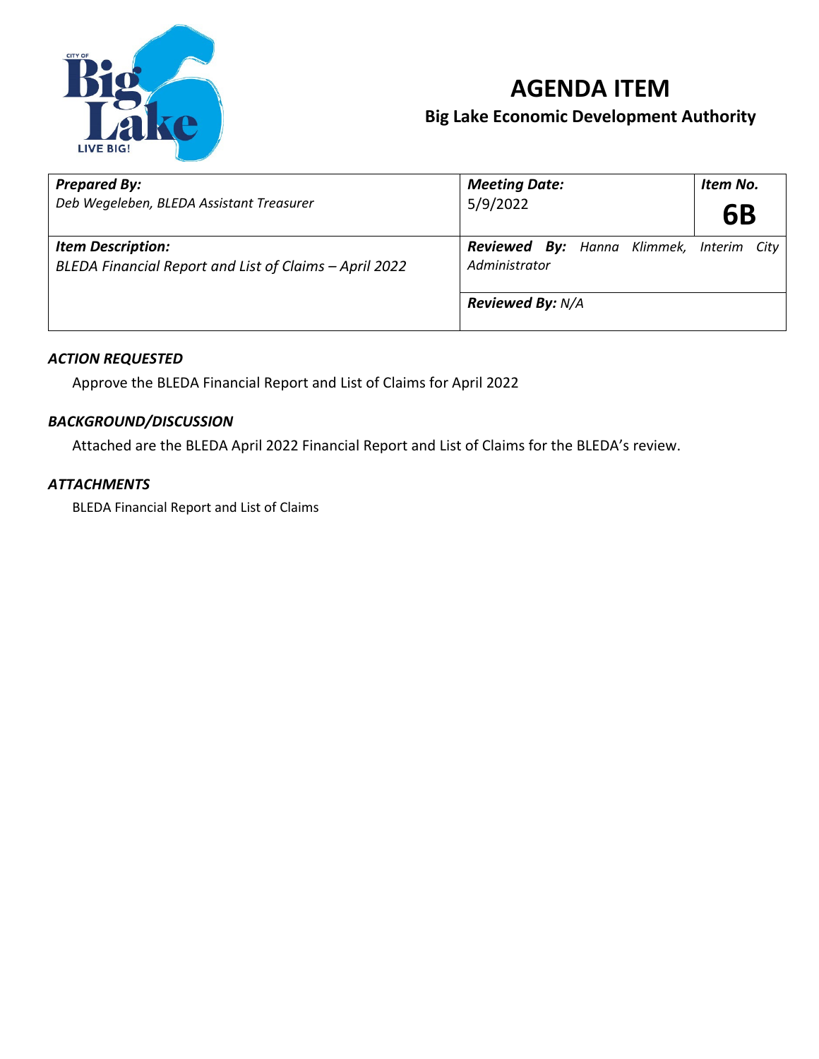# AGENDA ITEM

## Big Lake Economic Development Authority

| ***Prepared By:*** *Deb Wegeleben, BLEDA Assistant Treasurer* | ***Meeting Date:*** 5/9/2022 | ***Item No.*** **6B** |
|---|---|---|
| ***Item Description:*** *BLEDA Financial Report and List of Claims – April 2022* | ***Reviewed By:*** *Hanna Klimmek, Interim City Administrator* | |
| | ***Reviewed By:*** *N/A* | |

### *ACTION REQUESTED*

Approve the BLEDA Financial Report and List of Claims for April 2022

### *BACKGROUND/DISCUSSION*

Attached are the BLEDA April 2022 Financial Report and List of Claims for the BLEDA's review.

### *ATTACHMENTS*

BLEDA Financial Report and List of Claims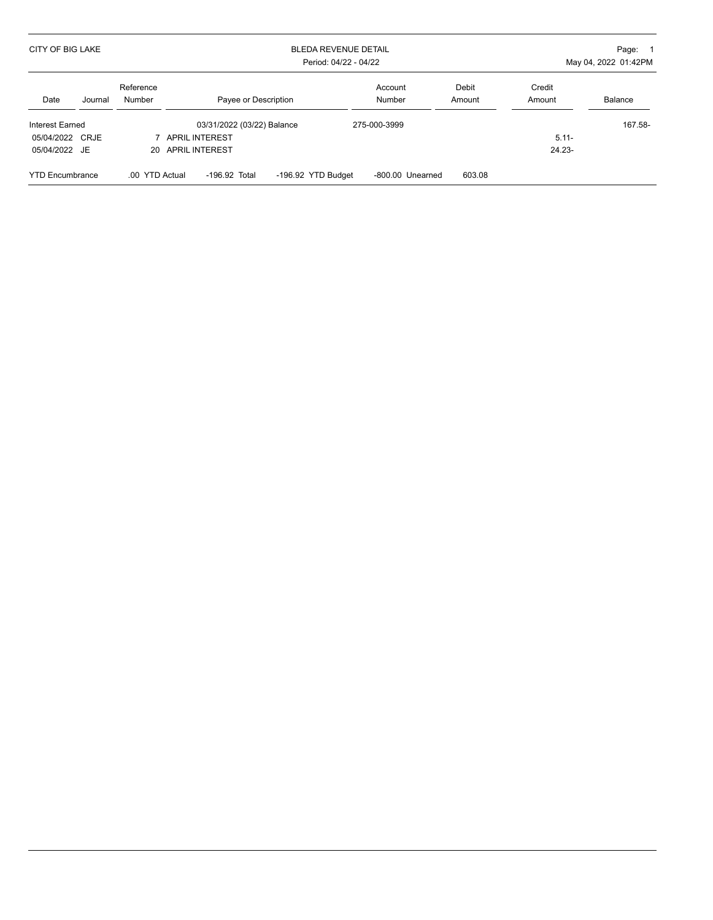CITY OF BIG LAKE

BLEDA REVENUE DETAIL

Period: 04/22 - 04/22

Page: 1

May 04, 2022 01:42PM

| Date | Journal | Reference Number | Payee or Description | Account Number | Debit Amount | Credit Amount | Balance |
|---|---|---|---|---|---|---|---|
| Interest Earned | | | 03/31/2022 (03/22) Balance | 275-000-3999 | | | 167.58- |
| 05/04/2022 | CRJE | 7 | APRIL INTEREST | | | 5.11- | |
| 05/04/2022 | JE | 20 | APRIL INTEREST | | | 24.23- | |

YTD Encumbrance .00 YTD Actual -196.92 Total -196.92 YTD Budget -800.00 Unearned 603.08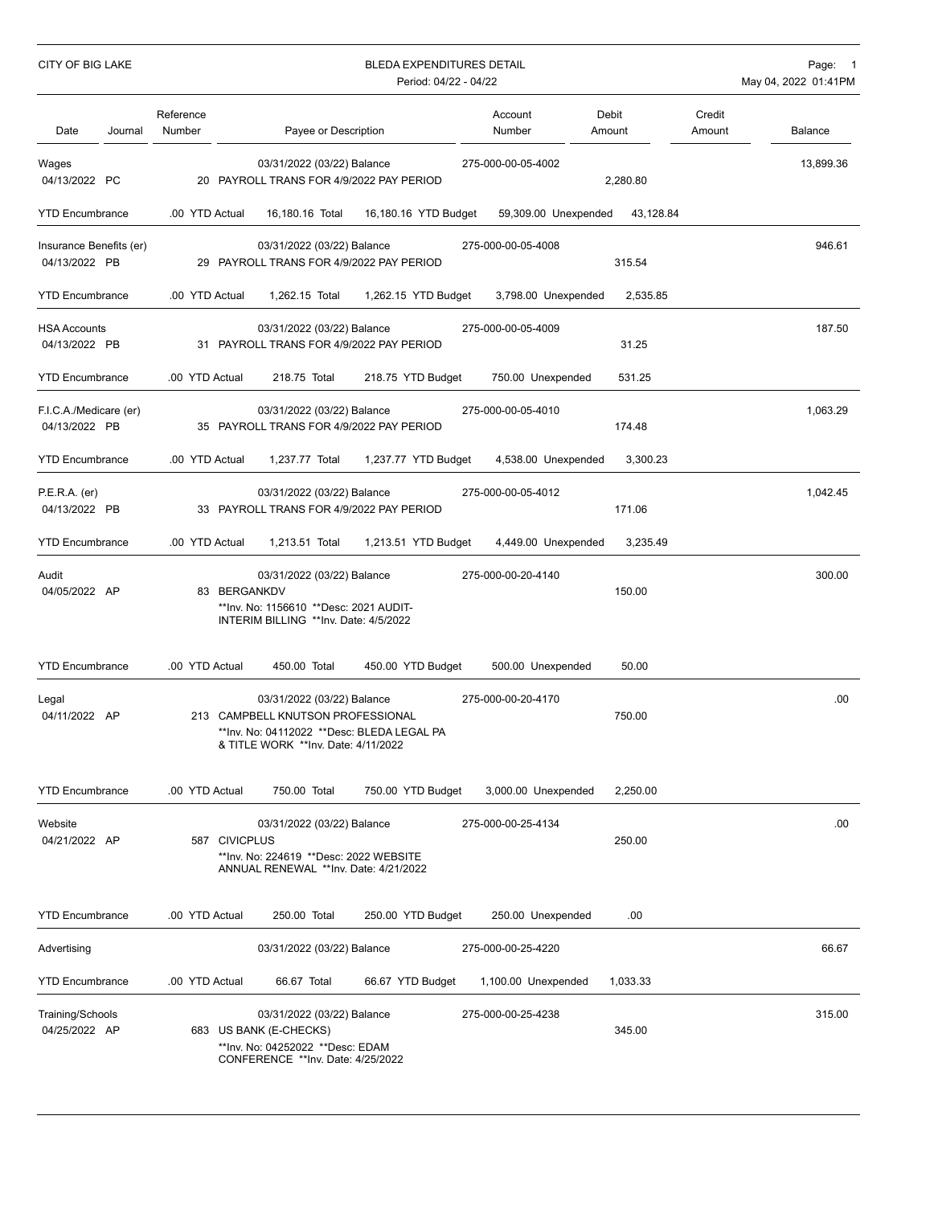CITY OF BIG LAKE

# BLEDA EXPENDITURES DETAIL

Period: 04/22 - 04/22

May 04, 2022 01:41PM

| Date | Journal | Reference Number | Payee or Description | Account Number | Debit Amount | Credit Amount | Balance |
|---|---|---|---|---|---|---|---|
| Wages | | | 03/31/2022 (03/22) Balance | 275-000-00-05-4002 | | | 13,899.36 |
| 04/13/2022 | PC | 20 | PAYROLL TRANS FOR 4/9/2022 PAY PERIOD | | 2,280.80 | | |
| YTD Encumbrance | | .00 YTD Actual | 16,180.16 Total | 16,180.16 YTD Budget | 59,309.00 Unexpended | 43,128.84 | |
| Insurance Benefits (er) | | | 03/31/2022 (03/22) Balance | 275-000-00-05-4008 | | | 946.61 |
| 04/13/2022 | PB | 29 | PAYROLL TRANS FOR 4/9/2022 PAY PERIOD | | 315.54 | | |
| YTD Encumbrance | | .00 YTD Actual | 1,262.15 Total | 1,262.15 YTD Budget | 3,798.00 Unexpended | 2,535.85 | |
| HSA Accounts | | | 03/31/2022 (03/22) Balance | 275-000-00-05-4009 | | | 187.50 |
| 04/13/2022 | PB | 31 | PAYROLL TRANS FOR 4/9/2022 PAY PERIOD | | 31.25 | | |
| YTD Encumbrance | | .00 YTD Actual | 218.75 Total | 218.75 YTD Budget | 750.00 Unexpended | 531.25 | |
| F.I.C.A./Medicare (er) | | | 03/31/2022 (03/22) Balance | 275-000-00-05-4010 | | | 1,063.29 |
| 04/13/2022 | PB | 35 | PAYROLL TRANS FOR 4/9/2022 PAY PERIOD | | 174.48 | | |
| YTD Encumbrance | | .00 YTD Actual | 1,237.77 Total | 1,237.77 YTD Budget | 4,538.00 Unexpended | 3,300.23 | |
| P.E.R.A. (er) | | | 03/31/2022 (03/22) Balance | 275-000-00-05-4012 | | | 1,042.45 |
| 04/13/2022 | PB | 33 | PAYROLL TRANS FOR 4/9/2022 PAY PERIOD | | 171.06 | | |
| YTD Encumbrance | | .00 YTD Actual | 1,213.51 Total | 1,213.51 YTD Budget | 4,449.00 Unexpended | 3,235.49 | |
| Audit | | | 03/31/2022 (03/22) Balance | 275-000-00-20-4140 | | | 300.00 |
| 04/05/2022 | AP | 83 | BERGANKDV<br>**Inv. No: 1156610 **Desc: 2021 AUDIT-INTERIM BILLING **Inv. Date: 4/5/2022 | | 150.00 | | |
| YTD Encumbrance | | .00 YTD Actual | 450.00 Total | 450.00 YTD Budget | 500.00 Unexpended | 50.00 | |
| Legal | | | 03/31/2022 (03/22) Balance | 275-000-00-20-4170 | | | .00 |
| 04/11/2022 | AP | 213 | CAMPBELL KNUTSON PROFESSIONAL<br>**Inv. No: 04112022 **Desc: BLEDA LEGAL PA & TITLE WORK **Inv. Date: 4/11/2022 | | 750.00 | | |
| YTD Encumbrance | | .00 YTD Actual | 750.00 Total | 750.00 YTD Budget | 3,000.00 Unexpended | 2,250.00 | |
| Website | | | 03/31/2022 (03/22) Balance | 275-000-00-25-4134 | | | .00 |
| 04/21/2022 | AP | 587 | CIVICPLUS<br>**Inv. No: 224619 **Desc: 2022 WEBSITE ANNUAL RENEWAL **Inv. Date: 4/21/2022 | | 250.00 | | |
| YTD Encumbrance | | .00 YTD Actual | 250.00 Total | 250.00 YTD Budget | 250.00 Unexpended | .00 | |
| Advertising | | | 03/31/2022 (03/22) Balance | 275-000-00-25-4220 | | | 66.67 |
| YTD Encumbrance | | .00 YTD Actual | 66.67 Total | 66.67 YTD Budget | 1,100.00 Unexpended | 1,033.33 | |
| Training/Schools | | | 03/31/2022 (03/22) Balance | 275-000-00-25-4238 | | | 315.00 |
| 04/25/2022 | AP | 683 | US BANK (E-CHECKS)<br>**Inv. No: 04252022 **Desc: EDAM CONFERENCE **Inv. Date: 4/25/2022 | | 345.00 | | |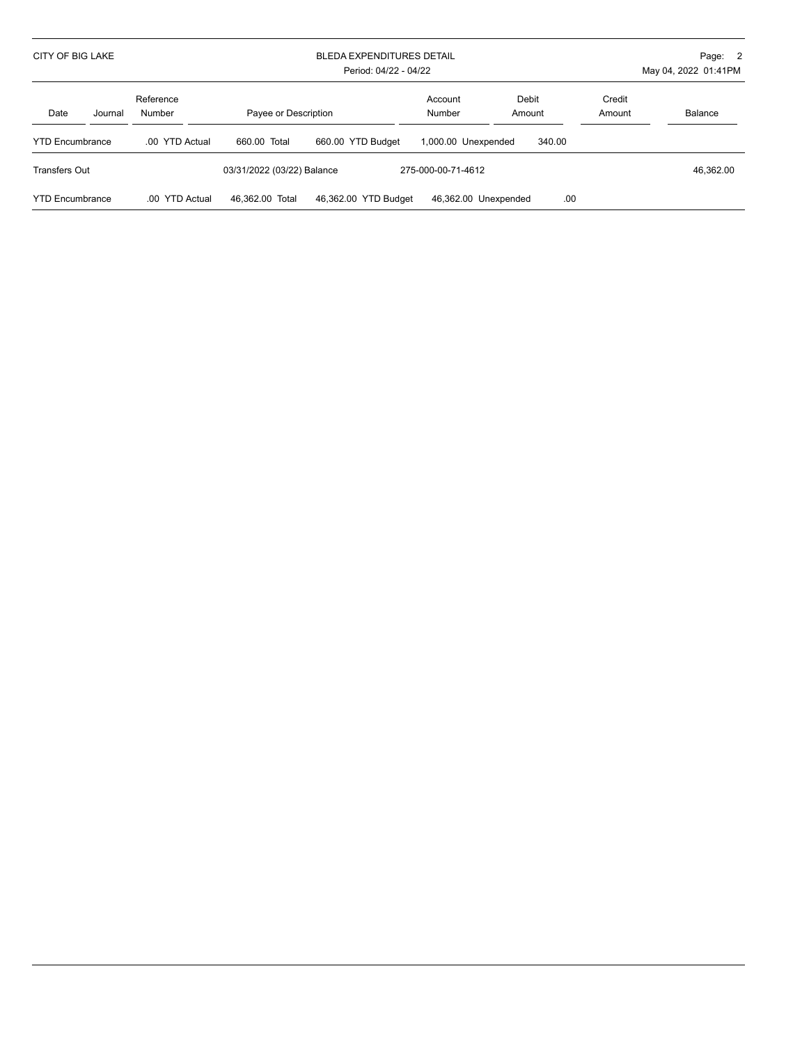| Date | Journal | Reference Number | Payee or Description | Account Number | Debit Amount | Credit Amount | Balance |
|---|---|---|---|---|---|---|---|
| YTD Encumbrance | | .00 YTD Actual | 660.00 Total 660.00 YTD Budget | 1,000.00 Unexpended | 340.00 | | |
| Transfers Out | | | 03/31/2022 (03/22) Balance | 275-000-00-71-4612 | | | 46,362.00 |
| YTD Encumbrance | | .00 YTD Actual | 46,362.00 Total 46,362.00 YTD Budget | 46,362.00 Unexpended | .00 | | |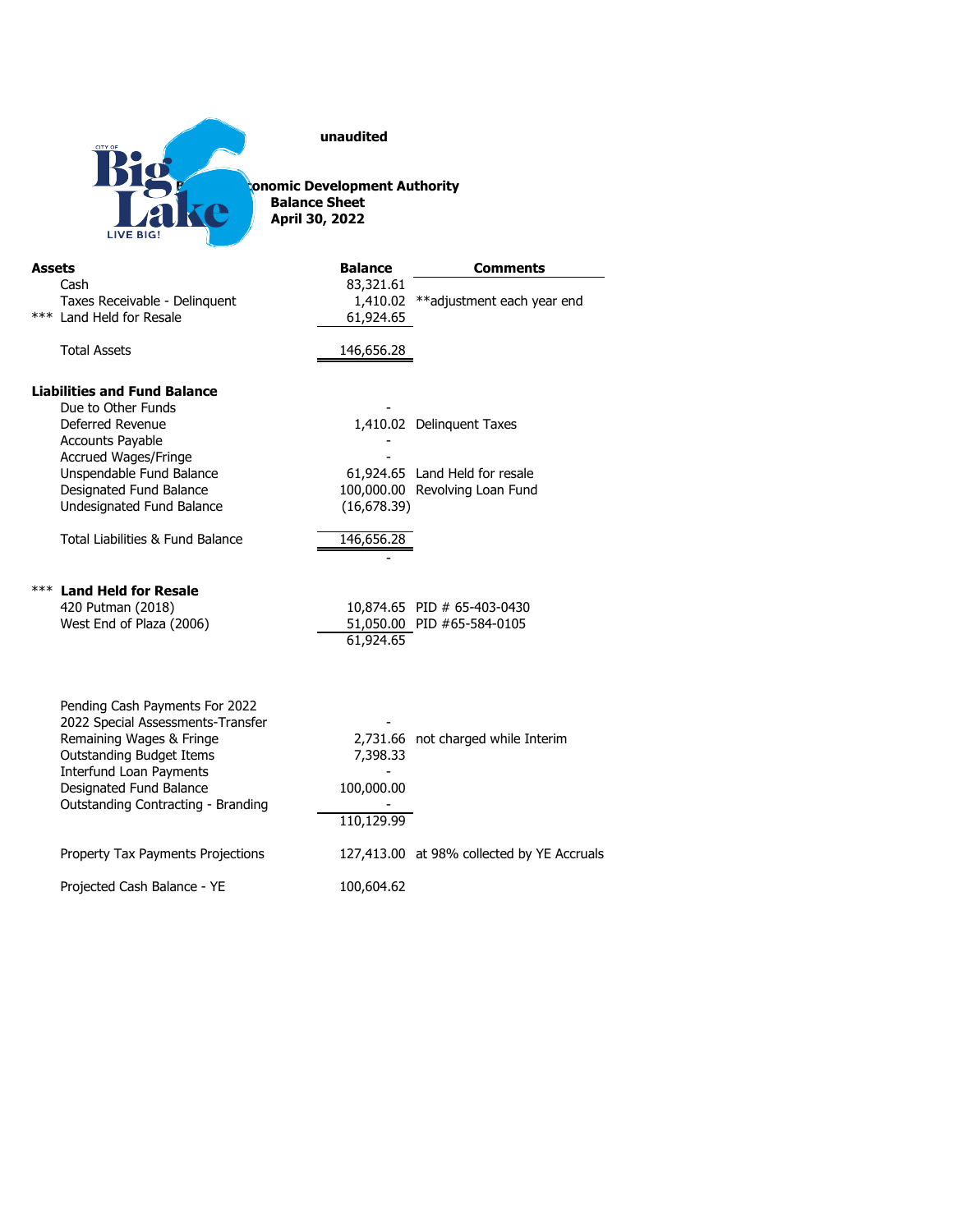unaudited

**Big Lake Economic Development Authority**
**Balance Sheet**
**April 30, 2022**

| **Assets** | **Balance** | **Comments** |
|---|---|---|
| Cash | 83,321.61 | |
| Taxes Receivable - Delinquent | 1,410.02 | **adjustment each year end |
| *** Land Held for Resale | 61,924.65 | |
| Total Assets | 146,656.28 | |

| **Liabilities and Fund Balance** | | |
|---|---|---|
| Due to Other Funds | - | |
| Deferred Revenue | 1,410.02 | Delinquent Taxes |
| Accounts Payable | - | |
| Accrued Wages/Fringe | - | |
| Unspendable Fund Balance | 61,924.65 | Land Held for resale |
| Designated Fund Balance | 100,000.00 | Revolving Loan Fund |
| Undesignated Fund Balance | (16,678.39) | |
| Total Liabilities & Fund Balance | 146,656.28 | |
| | - | |

| *** **Land Held for Resale** | | |
|---|---|---|
| 420 Putman (2018) | 10,874.65 | PID # 65-403-0430 |
| West End of Plaza (2006) | 51,050.00 | PID #65-584-0105 |
| | 61,924.65 | |

| | | |
|---|---|---|
| Pending Cash Payments For 2022 | | |
| 2022 Special Assessments-Transfer | - | |
| Remaining Wages & Fringe | 2,731.66 | not charged while Interim |
| Outstanding Budget Items | 7,398.33 | |
| Interfund Loan Payments | - | |
| Designated Fund Balance | 100,000.00 | |
| Outstanding Contracting - Branding | - | |
| | 110,129.99 | |
| Property Tax Payments Projections | 127,413.00 | at 98% collected by YE Accruals |
| Projected Cash Balance - YE | 100,604.62 | |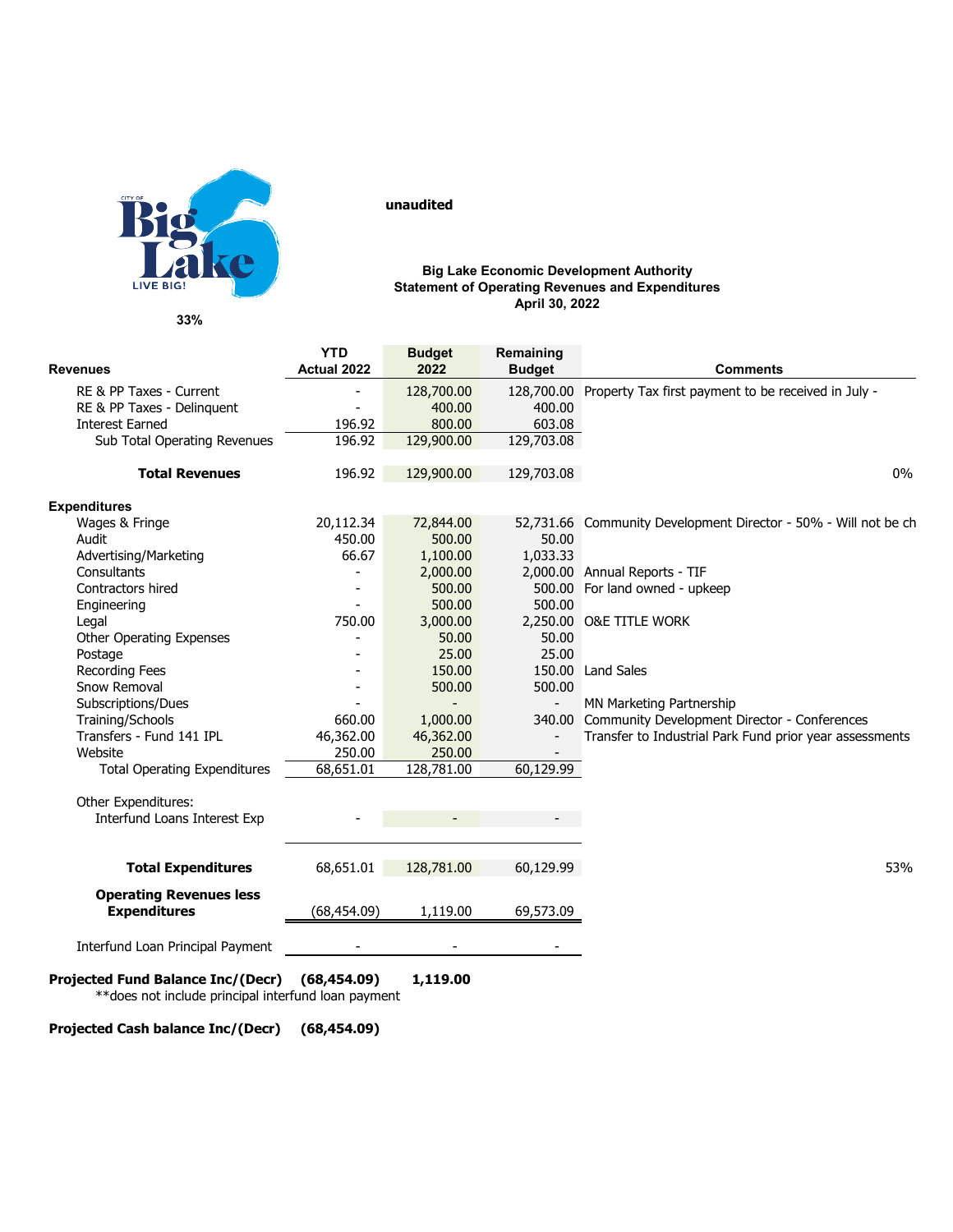unaudited

**Big Lake Economic Development Authority**
**Statement of Operating Revenues and Expenditures**
**April 30, 2022**

33%

| Revenues | YTD Actual 2022 | Budget 2022 | Remaining Budget | Comments | |
|---|---|---|---|---|---|
| RE & PP Taxes - Current | - | 128,700.00 | 128,700.00 | Property Tax first payment to be received in July - | |
| RE & PP Taxes - Delinquent | - | 400.00 | 400.00 | | |
| Interest Earned | 196.92 | 800.00 | 603.08 | | |
| Sub Total Operating Revenues | 196.92 | 129,900.00 | 129,703.08 | | |
| **Total Revenues** | 196.92 | 129,900.00 | 129,703.08 | | 0% |
| **Expenditures** | | | | | |
| Wages & Fringe | 20,112.34 | 72,844.00 | 52,731.66 | Community Development Director - 50% - Will not be ch | |
| Audit | 450.00 | 500.00 | 50.00 | | |
| Advertising/Marketing | 66.67 | 1,100.00 | 1,033.33 | | |
| Consultants | - | 2,000.00 | 2,000.00 | Annual Reports - TIF | |
| Contractors hired | - | 500.00 | 500.00 | For land owned - upkeep | |
| Engineering | - | 500.00 | 500.00 | | |
| Legal | 750.00 | 3,000.00 | 2,250.00 | O&E TITLE WORK | |
| Other Operating Expenses | - | 50.00 | 50.00 | | |
| Postage | - | 25.00 | 25.00 | | |
| Recording Fees | - | 150.00 | 150.00 | Land Sales | |
| Snow Removal | - | 500.00 | 500.00 | | |
| Subscriptions/Dues | - | - | - | MN Marketing Partnership | |
| Training/Schools | 660.00 | 1,000.00 | 340.00 | Community Development Director - Conferences | |
| Transfers - Fund 141 IPL | 46,362.00 | 46,362.00 | - | Transfer to Industrial Park Fund prior year assessments | |
| Website | 250.00 | 250.00 | - | | |
| Total Operating Expenditures | 68,651.01 | 128,781.00 | 60,129.99 | | |
| Other Expenditures: | | | | | |
| Interfund Loans Interest Exp | - | - | - | | |
| **Total Expenditures** | 68,651.01 | 128,781.00 | 60,129.99 | | 53% |
| **Operating Revenues less Expenditures** | (68,454.09) | 1,119.00 | 69,573.09 | | |
| Interfund Loan Principal Payment | - | - | - | | |
| **Projected Fund Balance Inc/(Decr)** | **(68,454.09)** | **1,119.00** | | | |

**does not include principal interfund loan payment

**Projected Cash balance Inc/(Decr)** **(68,454.09)**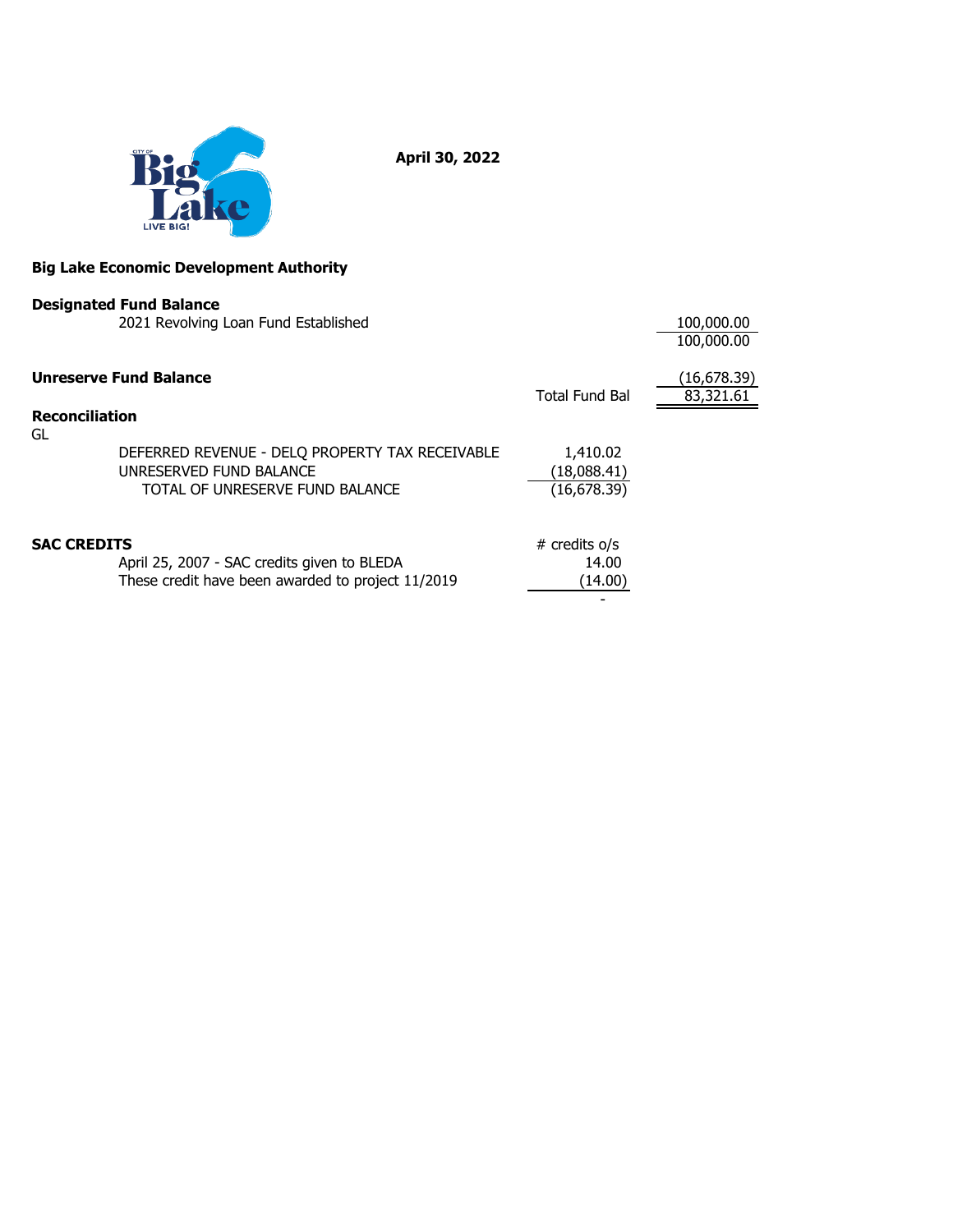**April 30, 2022**

## Big Lake Economic Development Authority

### Designated Fund Balance

| | | |
|---|---|---|
| 2021 Revolving Loan Fund Established | | 100,000.00 |
| | | 100,000.00 |

### Unreserve Fund Balance

| | | |
|---|---|---|
| | | (16,678.39) |
| | Total Fund Bal | 83,321.61 |

### Reconciliation

GL

| | |
|---|---|
| DEFERRED REVENUE - DELQ PROPERTY TAX RECEIVABLE | 1,410.02 |
| UNRESERVED FUND BALANCE | (18,088.41) |
| TOTAL OF UNRESERVE FUND BALANCE | (16,678.39) |

### SAC CREDITS

| | # credits o/s |
|---|---|
| April 25, 2007 - SAC credits given to BLEDA | 14.00 |
| These credit have been awarded to project 11/2019 | (14.00) |
| | - |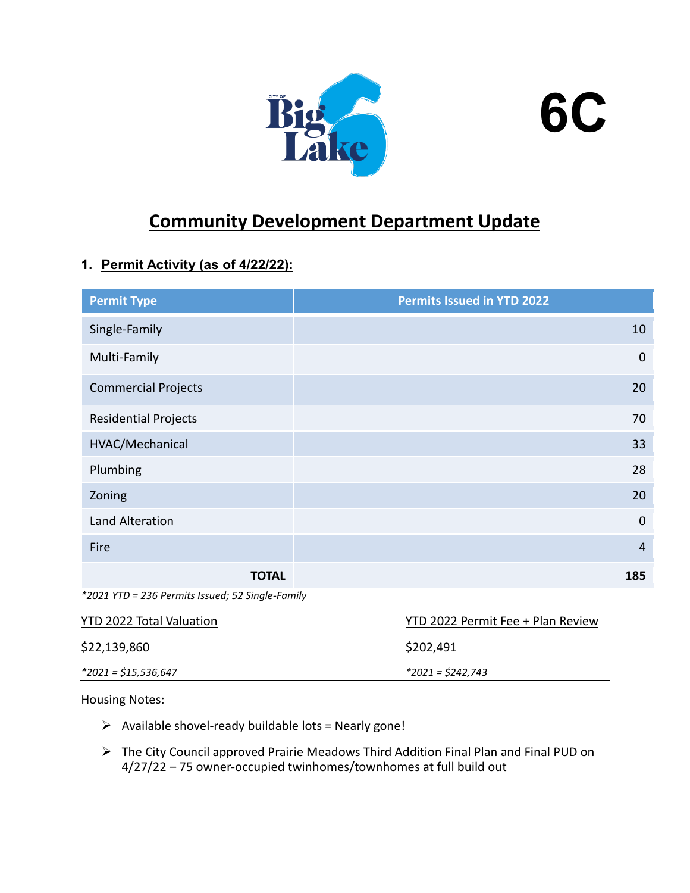6C

# Community Development Department Update

## 1. Permit Activity (as of 4/22/22):

| Permit Type | Permits Issued in YTD 2022 |
|---|---|
| Single-Family | 10 |
| Multi-Family | 0 |
| Commercial Projects | 20 |
| Residential Projects | 70 |
| HVAC/Mechanical | 33 |
| Plumbing | 28 |
| Zoning | 20 |
| Land Alteration | 0 |
| Fire | 4 |
| **TOTAL** | **185** |

*\*2021 YTD = 236 Permits Issued; 52 Single-Family*

| YTD 2022 Total Valuation | YTD 2022 Permit Fee + Plan Review |
|---|---|
| $22,139,860 | $202,491 |
| *\*2021 = $15,536,647* | *\*2021 = $242,743* |

Housing Notes:

- Available shovel-ready buildable lots = Nearly gone!
- The City Council approved Prairie Meadows Third Addition Final Plan and Final PUD on 4/27/22 – 75 owner-occupied twinhomes/townhomes at full build out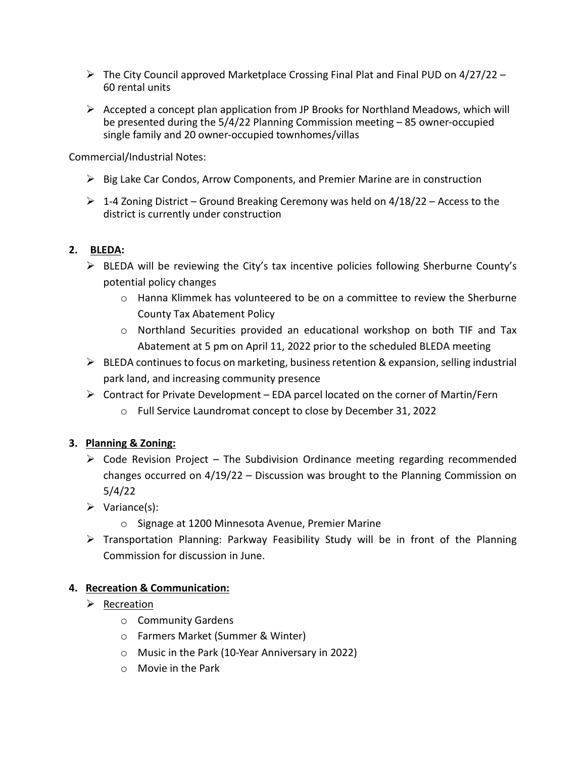- The City Council approved Marketplace Crossing Final Plat and Final PUD on 4/27/22 – 60 rental units
- Accepted a concept plan application from JP Brooks for Northland Meadows, which will be presented during the 5/4/22 Planning Commission meeting – 85 owner-occupied single family and 20 owner-occupied townhomes/villas

Commercial/Industrial Notes:

- Big Lake Car Condos, Arrow Components, and Premier Marine are in construction
- 1-4 Zoning District – Ground Breaking Ceremony was held on 4/18/22 – Access to the district is currently under construction

**2. <u>BLEDA</u>:**

- BLEDA will be reviewing the City's tax incentive policies following Sherburne County's potential policy changes
  - Hanna Klimmek has volunteered to be on a committee to review the Sherburne County Tax Abatement Policy
  - Northland Securities provided an educational workshop on both TIF and Tax Abatement at 5 pm on April 11, 2022 prior to the scheduled BLEDA meeting
- BLEDA continues to focus on marketing, business retention & expansion, selling industrial park land, and increasing community presence
- Contract for Private Development – EDA parcel located on the corner of Martin/Fern
  - Full Service Laundromat concept to close by December 31, 2022

**3. <u>Planning & Zoning:</u>**

- Code Revision Project – The Subdivision Ordinance meeting regarding recommended changes occurred on 4/19/22 – Discussion was brought to the Planning Commission on 5/4/22
- Variance(s):
  - Signage at 1200 Minnesota Avenue, Premier Marine
- Transportation Planning: Parkway Feasibility Study will be in front of the Planning Commission for discussion in June.

**4. <u>Recreation & Communication:</u>**

- <u>Recreation</u>
  - Community Gardens
  - Farmers Market (Summer & Winter)
  - Music in the Park (10-Year Anniversary in 2022)
  - Movie in the Park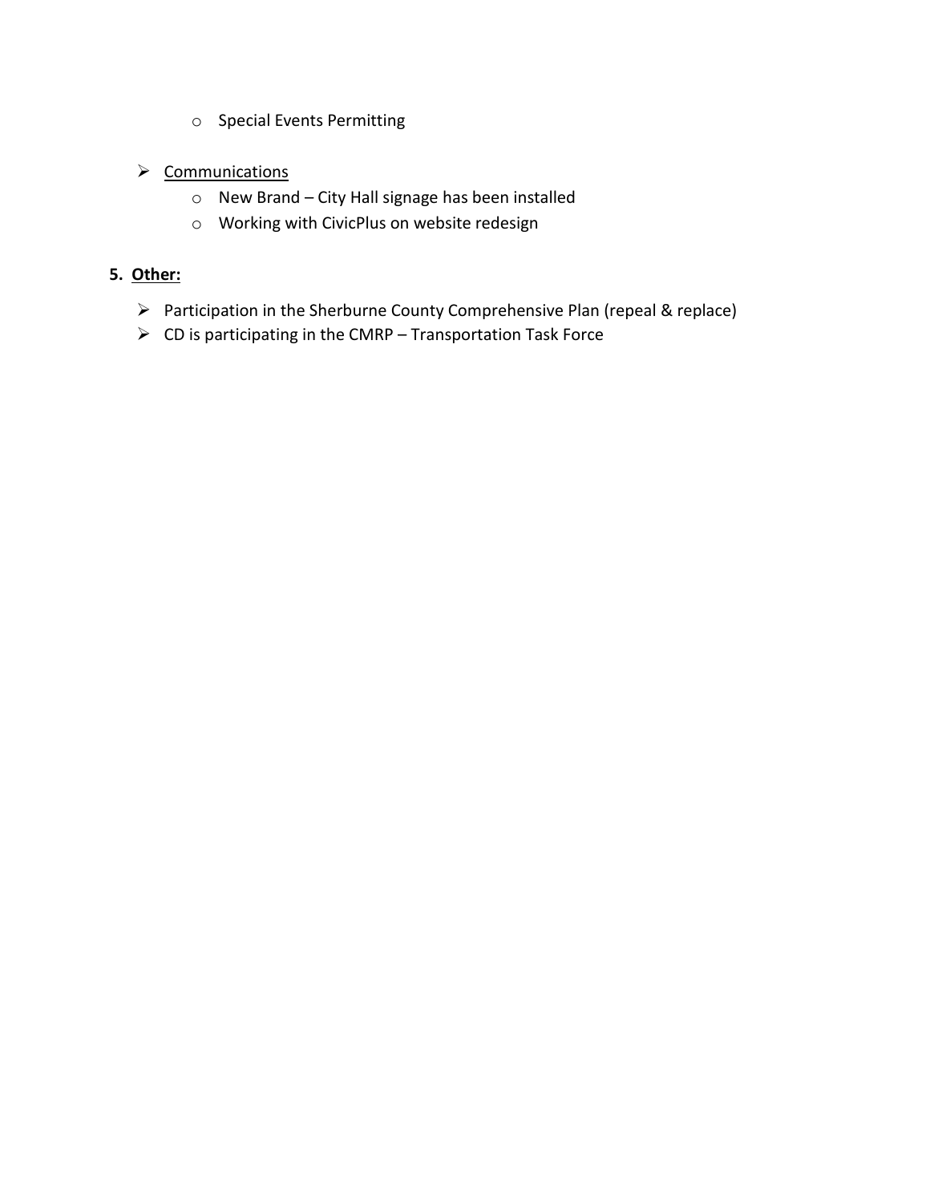- Special Events Permitting

- <u>Communications</u>
  - New Brand – City Hall signage has been installed
  - Working with CivicPlus on website redesign

5. **<u>Other:</u>**

- Participation in the Sherburne County Comprehensive Plan (repeal & replace)
- CD is participating in the CMRP – Transportation Task Force